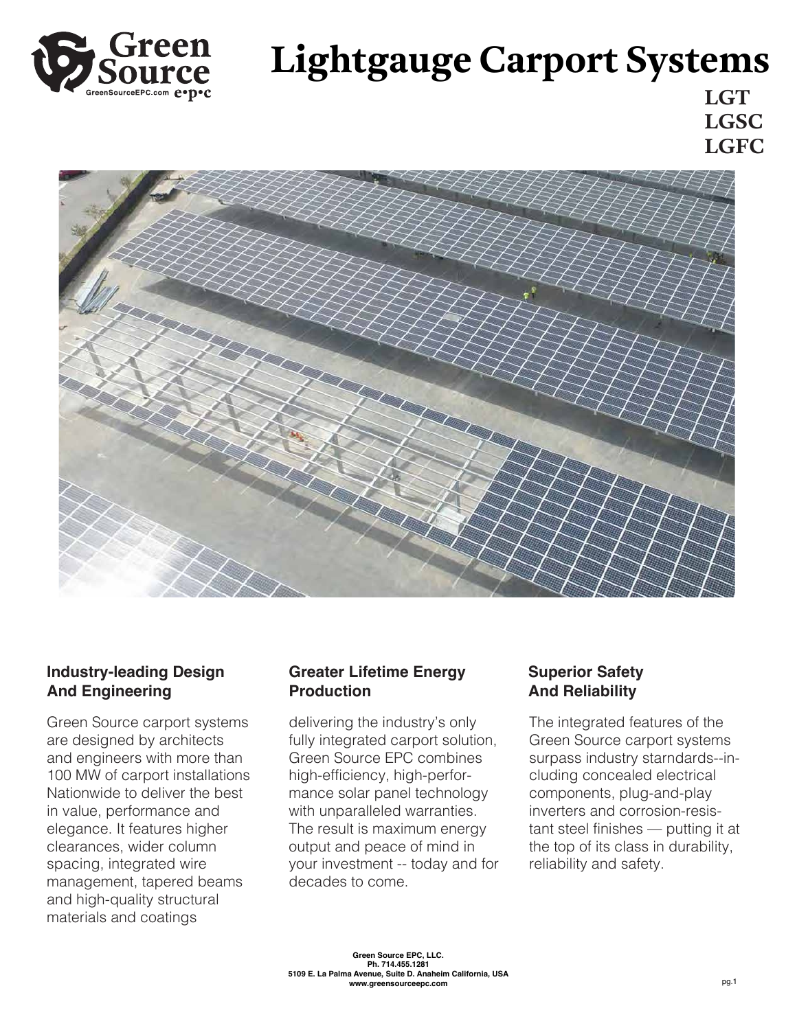# Lightgauge Carport Systems

**LGT**
**LGSC**
**LGFC**

### Industry-leading Design And Engineering

Green Source carport systems are designed by architects and engineers with more than 100 MW of carport installations Nationwide to deliver the best in value, performance and elegance. It features higher clearances, wider column spacing, integrated wire management, tapered beams and high-quality structural materials and coatings

### Greater Lifetime Energy Production

delivering the industry's only fully integrated carport solution, Green Source EPC combines high-efficiency, high-performance solar panel technology with unparalleled warranties. The result is maximum energy output and peace of mind in your investment -- today and for decades to come.

### Superior Safety And Reliability

The integrated features of the Green Source carport systems surpass industry starndards--including concealed electrical components, plug-and-play inverters and corrosion-resistant steel finishes — putting it at the top of its class in durability, reliability and safety.

**Green Source EPC, LLC.**
**Ph. 714.455.1281**
**5109 E. La Palma Avenue, Suite D. Anaheim California, USA**
**www.greensourceepc.com**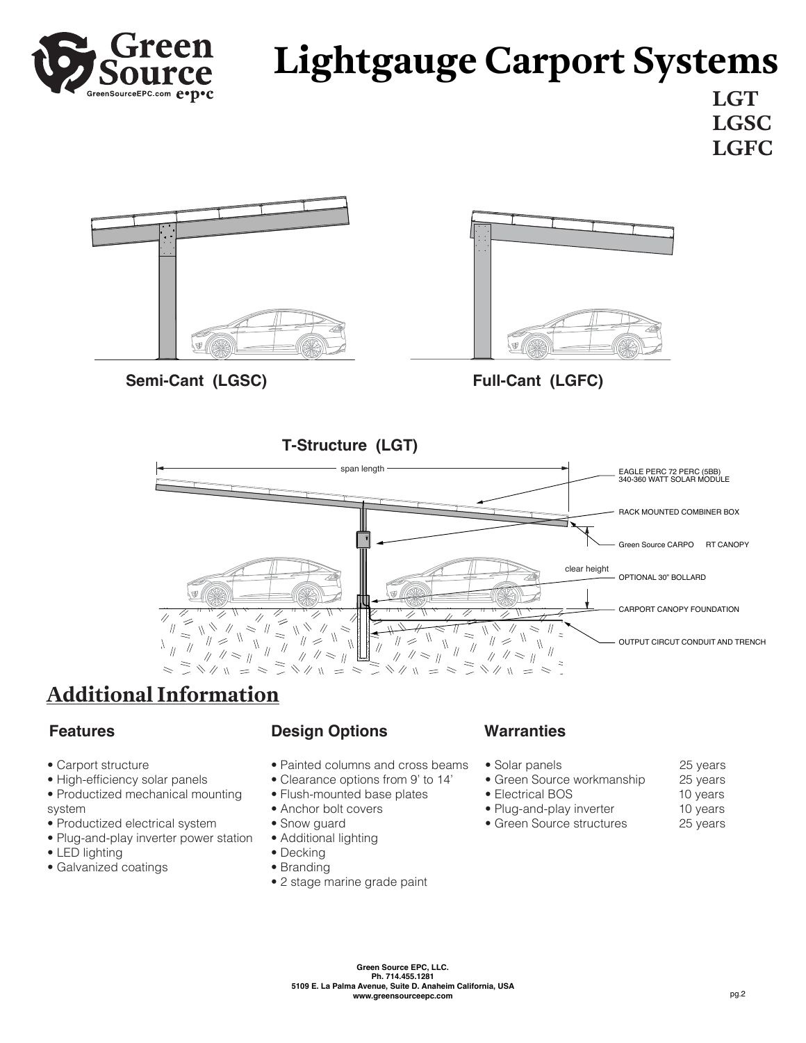# Lightgauge Carport Systems

**LGT**
**LGSC**
**LGFC**

Semi-Cant (LGSC)

Full-Cant (LGFC)

T-Structure (LGT)

span length

EAGLE PERC 72 PERC (5BB) 340-360 WATT SOLAR MODULE

RACK MOUNTED COMBINER BOX

Green Source CARPO RT CANOPY

clear height

OPTIONAL 30" BOLLARD

CARPORT CANOPY FOUNDATION

OUTPUT CIRCUT CONDUIT AND TRENCH

## Additional Information

### Features

- Carport structure
- High-efficiency solar panels
- Productized mechanical mounting system
- Productized electrical system
- Plug-and-play inverter power station
- LED lighting
- Galvanized coatings

### Design Options

- Painted columns and cross beams
- Clearance options from 9' to 14'
- Flush-mounted base plates
- Anchor bolt covers
- Snow guard
- Additional lighting
- Decking
- Branding
- 2 stage marine grade paint

### Warranties

| | |
|---|---|
| • Solar panels | 25 years |
| • Green Source workmanship | 25 years |
| • Electrical BOS | 10 years |
| • Plug-and-play inverter | 10 years |
| • Green Source structures | 25 years |

**Green Source EPC, LLC.**
**Ph. 714.455.1281**
**5109 E. La Palma Avenue, Suite D. Anaheim California, USA**
**www.greensourceepc.com**